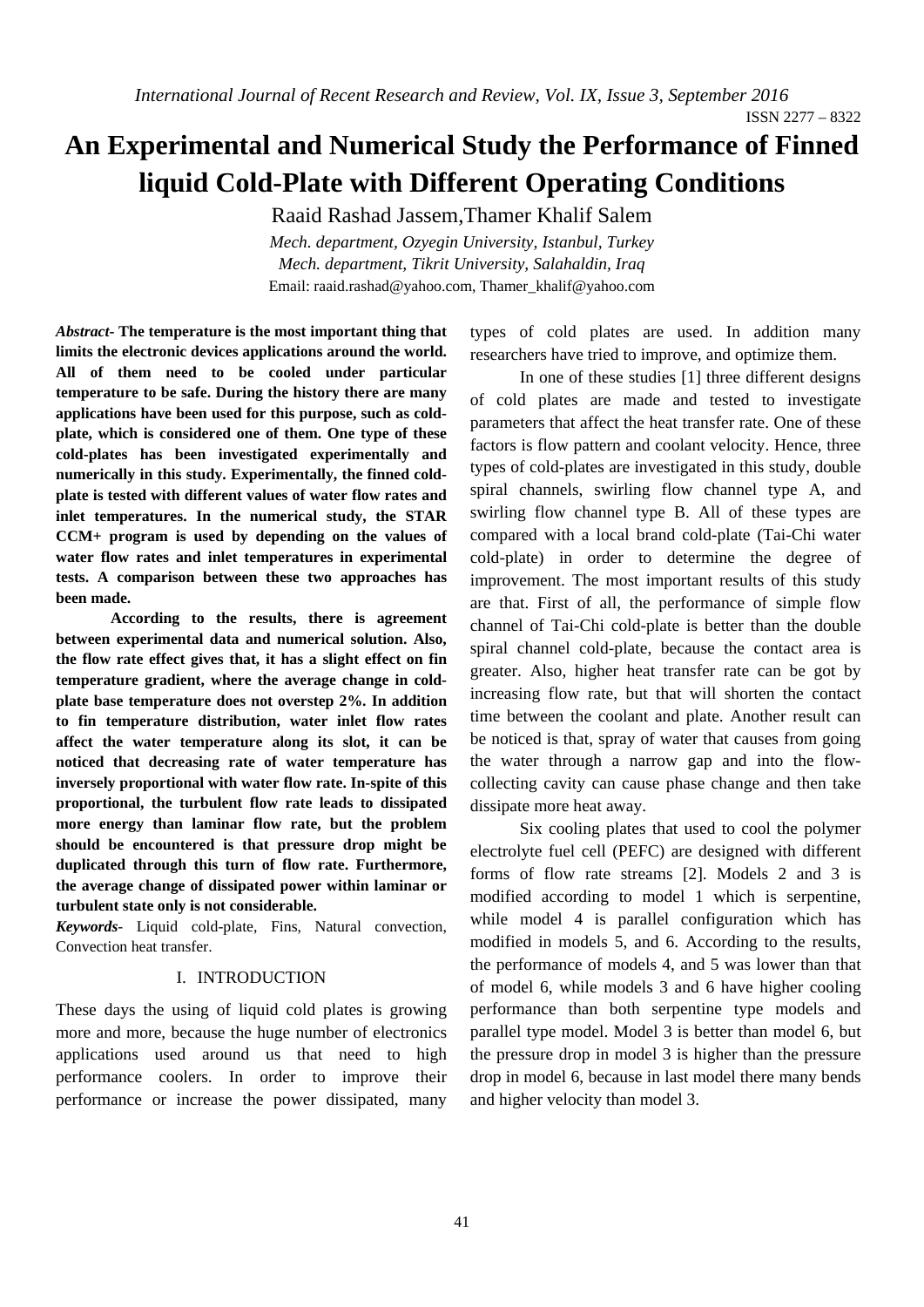# An Experimental and Numerical Study the Performance of Finned liquid Cold-Plate with Different Operating Conditions

Raaid Rashad Jassem,Thamer Khalif Salem

*Mech. department, Ozyegin University, Istanbul, Turkey*
*Mech. department, Tikrit University, Salahaldin, Iraq*
Email: raaid.rashad@yahoo.com, Thamer_khalif@yahoo.com

***Abstract*- The temperature is the most important thing that limits the electronic devices applications around the world. All of them need to be cooled under particular temperature to be safe. During the history there are many applications have been used for this purpose, such as cold-plate, which is considered one of them. One type of these cold-plates has been investigated experimentally and numerically in this study. Experimentally, the finned cold-plate is tested with different values of water flow rates and inlet temperatures. In the numerical study, the STAR CCM+ program is used by depending on the values of water flow rates and inlet temperatures in experimental tests. A comparison between these two approaches has been made.**

**According to the results, there is agreement between experimental data and numerical solution. Also, the flow rate effect gives that, it has a slight effect on fin temperature gradient, where the average change in cold-plate base temperature does not overstep 2%. In addition to fin temperature distribution, water inlet flow rates affect the water temperature along its slot, it can be noticed that decreasing rate of water temperature has inversely proportional with water flow rate. In-spite of this proportional, the turbulent flow rate leads to dissipated more energy than laminar flow rate, but the problem should be encountered is that pressure drop might be duplicated through this turn of flow rate. Furthermore, the average change of dissipated power within laminar or turbulent state only is not considerable.**

***Keywords*-** Liquid cold-plate, Fins, Natural convection, Convection heat transfer.

## I. INTRODUCTION

These days the using of liquid cold plates is growing more and more, because the huge number of electronics applications used around us that need to high performance coolers. In order to improve their performance or increase the power dissipated, many types of cold plates are used. In addition many researchers have tried to improve, and optimize them.

In one of these studies [1] three different designs of cold plates are made and tested to investigate parameters that affect the heat transfer rate. One of these factors is flow pattern and coolant velocity. Hence, three types of cold-plates are investigated in this study, double spiral channels, swirling flow channel type A, and swirling flow channel type B. All of these types are compared with a local brand cold-plate (Tai-Chi water cold-plate) in order to determine the degree of improvement. The most important results of this study are that. First of all, the performance of simple flow channel of Tai-Chi cold-plate is better than the double spiral channel cold-plate, because the contact area is greater. Also, higher heat transfer rate can be got by increasing flow rate, but that will shorten the contact time between the coolant and plate. Another result can be noticed is that, spray of water that causes from going the water through a narrow gap and into the flow-collecting cavity can cause phase change and then take dissipate more heat away.

Six cooling plates that used to cool the polymer electrolyte fuel cell (PEFC) are designed with different forms of flow rate streams [2]. Models 2 and 3 is modified according to model 1 which is serpentine, while model 4 is parallel configuration which has modified in models 5, and 6. According to the results, the performance of models 4, and 5 was lower than that of model 6, while models 3 and 6 have higher cooling performance than both serpentine type models and parallel type model. Model 3 is better than model 6, but the pressure drop in model 3 is higher than the pressure drop in model 6, because in last model there many bends and higher velocity than model 3.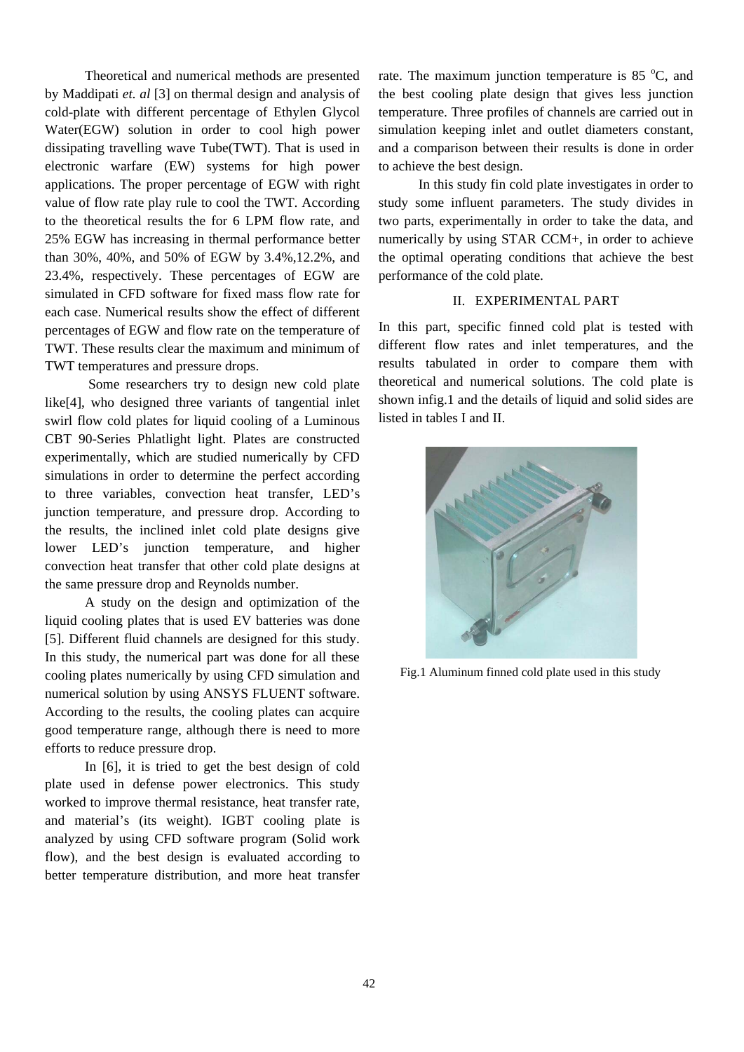Theoretical and numerical methods are presented by Maddipati *et. al* [3] on thermal design and analysis of cold-plate with different percentage of Ethylen Glycol Water(EGW) solution in order to cool high power dissipating travelling wave Tube(TWT). That is used in electronic warfare (EW) systems for high power applications. The proper percentage of EGW with right value of flow rate play rule to cool the TWT. According to the theoretical results the for 6 LPM flow rate, and 25% EGW has increasing in thermal performance better than 30%, 40%, and 50% of EGW by 3.4%,12.2%, and 23.4%, respectively. These percentages of EGW are simulated in CFD software for fixed mass flow rate for each case. Numerical results show the effect of different percentages of EGW and flow rate on the temperature of TWT. These results clear the maximum and minimum of TWT temperatures and pressure drops.

Some researchers try to design new cold plate like[4], who designed three variants of tangential inlet swirl flow cold plates for liquid cooling of a Luminous CBT 90-Series Phlatlight light. Plates are constructed experimentally, which are studied numerically by CFD simulations in order to determine the perfect according to three variables, convection heat transfer, LED's junction temperature, and pressure drop. According to the results, the inclined inlet cold plate designs give lower LED's junction temperature, and higher convection heat transfer that other cold plate designs at the same pressure drop and Reynolds number.

A study on the design and optimization of the liquid cooling plates that is used EV batteries was done [5]. Different fluid channels are designed for this study. In this study, the numerical part was done for all these cooling plates numerically by using CFD simulation and numerical solution by using ANSYS FLUENT software. According to the results, the cooling plates can acquire good temperature range, although there is need to more efforts to reduce pressure drop.

In [6], it is tried to get the best design of cold plate used in defense power electronics. This study worked to improve thermal resistance, heat transfer rate, and material's (its weight). IGBT cooling plate is analyzed by using CFD software program (Solid work flow), and the best design is evaluated according to better temperature distribution, and more heat transfer rate. The maximum junction temperature is 85 $^{o}$C, and the best cooling plate design that gives less junction temperature. Three profiles of channels are carried out in simulation keeping inlet and outlet diameters constant, and a comparison between their results is done in order to achieve the best design.

In this study fin cold plate investigates in order to study some influent parameters. The study divides in two parts, experimentally in order to take the data, and numerically by using STAR CCM+, in order to achieve the optimal operating conditions that achieve the best performance of the cold plate.

## II. EXPERIMENTAL PART

In this part, specific finned cold plat is tested with different flow rates and inlet temperatures, and the results tabulated in order to compare them with theoretical and numerical solutions. The cold plate is shown infig.1 and the details of liquid and solid sides are listed in tables I and II.

Fig.1 Aluminum finned cold plate used in this study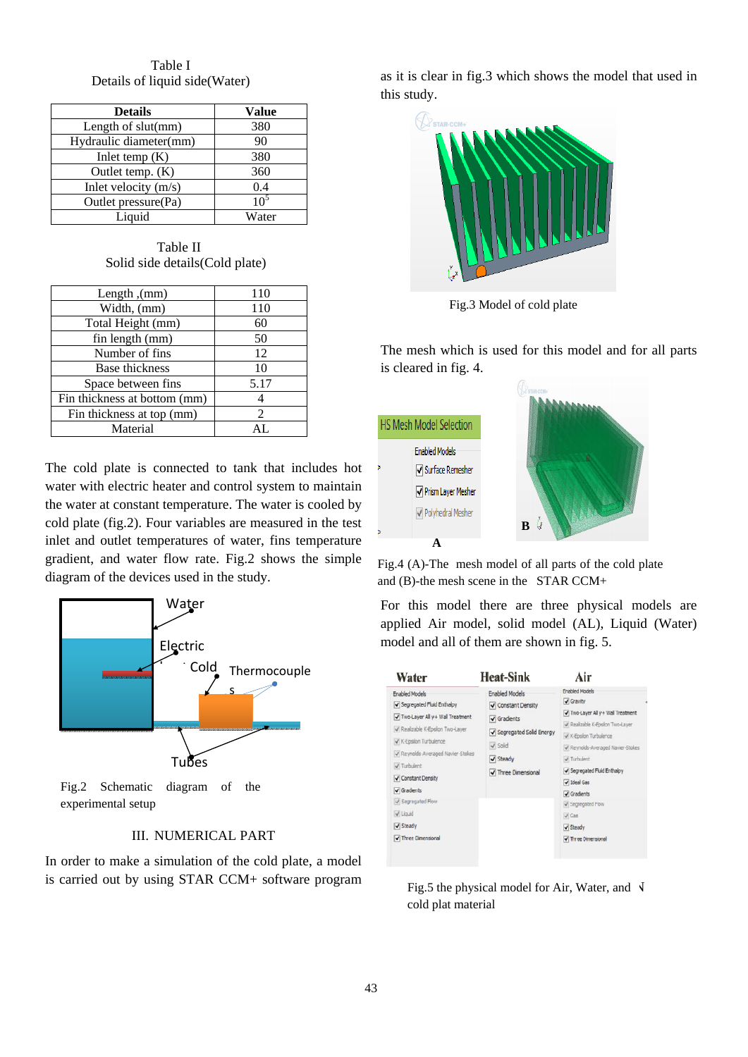Table I
Details of liquid side(Water)

| Details | Value |
|---|---|
| Length of slut(mm) | 380 |
| Hydraulic diameter(mm) | 90 |
| Inlet temp (K) | 380 |
| Outlet temp. (K) | 360 |
| Inlet velocity (m/s) | 0.4 |
| Outlet pressure(Pa) | $10^5$ |
| Liquid | Water |

Table II
Solid side details(Cold plate)

| Length ,(mm) | 110 |
|---|---|
| Width, (mm) | 110 |
| Total Height (mm) | 60 |
| fin length (mm) | 50 |
| Number of fins | 12 |
| Base thickness | 10 |
| Space between fins | 5.17 |
| Fin thickness at bottom (mm) | 4 |
| Fin thickness at top (mm) | 2 |
| Material | AL |

The cold plate is connected to tank that includes hot water with electric heater and control system to maintain the water at constant temperature. The water is cooled by cold plate (fig.2). Four variables are measured in the test inlet and outlet temperatures of water, fins temperature gradient, and water flow rate. Fig.2 shows the simple diagram of the devices used in the study.

Fig.2 Schematic diagram of the experimental setup

## III. NUMERICAL PART

In order to make a simulation of the cold plate, a model is carried out by using STAR CCM+ software program as it is clear in fig.3 which shows the model that used in this study.

Fig.3 Model of cold plate

The mesh which is used for this model and for all parts is cleared in fig. 4.

Fig.4 (A)-The mesh model of all parts of the cold plate and (B)-the mesh scene in the STAR CCM+

For this model there are three physical models are applied Air model, solid model (AL), Liquid (Water) model and all of them are shown in fig. 5.

Fig.5 the physical model for Air, Water, and cold plat material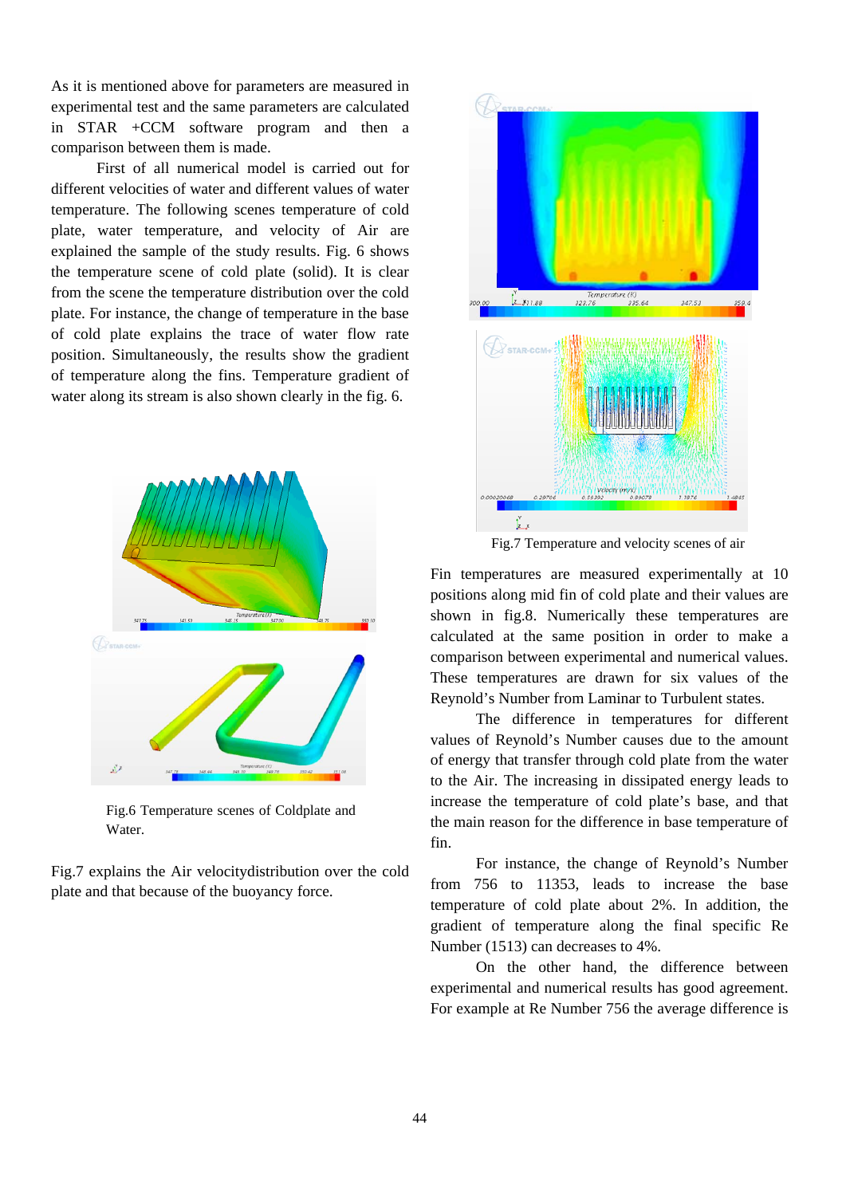As it is mentioned above for parameters are measured in experimental test and the same parameters are calculated in STAR +CCM software program and then a comparison between them is made.

First of all numerical model is carried out for different velocities of water and different values of water temperature. The following scenes temperature of cold plate, water temperature, and velocity of Air are explained the sample of the study results. Fig. 6 shows the temperature scene of cold plate (solid). It is clear from the scene the temperature distribution over the cold plate. For instance, the change of temperature in the base of cold plate explains the trace of water flow rate position. Simultaneously, the results show the gradient of temperature along the fins. Temperature gradient of water along its stream is also shown clearly in the fig. 6.

Fig.6 Temperature scenes of Coldplate and Water.

Fig.7 explains the Air velocitydistribution over the cold plate and that because of the buoyancy force.

Fig.7 Temperature and velocity scenes of air

Fin temperatures are measured experimentally at 10 positions along mid fin of cold plate and their values are shown in fig.8. Numerically these temperatures are calculated at the same position in order to make a comparison between experimental and numerical values. These temperatures are drawn for six values of the Reynold's Number from Laminar to Turbulent states.

The difference in temperatures for different values of Reynold's Number causes due to the amount of energy that transfer through cold plate from the water to the Air. The increasing in dissipated energy leads to increase the temperature of cold plate's base, and that the main reason for the difference in base temperature of fin.

For instance, the change of Reynold's Number from 756 to 11353, leads to increase the base temperature of cold plate about 2%. In addition, the gradient of temperature along the final specific Re Number (1513) can decreases to 4%.

On the other hand, the difference between experimental and numerical results has good agreement. For example at Re Number 756 the average difference is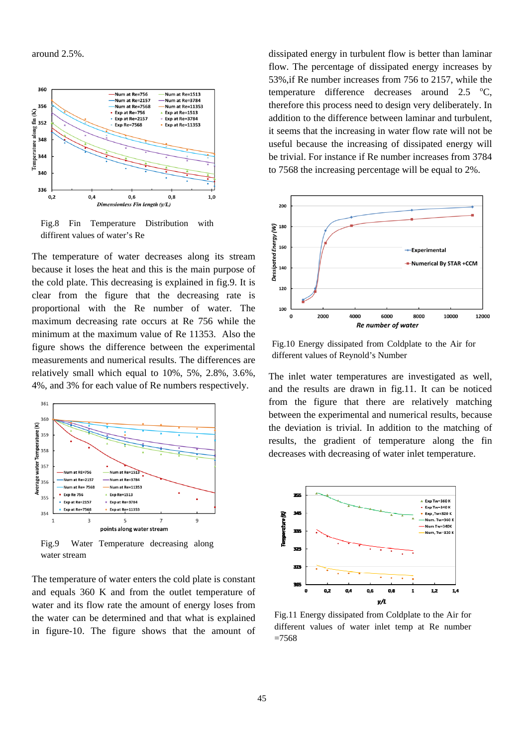around 2.5%.

Fig.8 Fin Temperature Distribution with diffirent values of water's Re

The temperature of water decreases along its stream because it loses the heat and this is the main purpose of the cold plate. This decreasing is explained in fig.9. It is clear from the figure that the decreasing rate is proportional with the Re number of water. The maximum decreasing rate occurs at Re 756 while the minimum at the maximum value of Re 11353. Also the figure shows the difference between the experimental measurements and numerical results. The differences are relatively small which equal to 10%, 5%, 2.8%, 3.6%, 4%, and 3% for each value of Re numbers respectively.

Fig.9 Water Temperature decreasing along water stream

The temperature of water enters the cold plate is constant and equals 360 K and from the outlet temperature of water and its flow rate the amount of energy loses from the water can be determined and that what is explained in figure-10. The figure shows that the amount of dissipated energy in turbulent flow is better than laminar flow. The percentage of dissipated energy increases by 53%,if Re number increases from 756 to 2157, while the temperature difference decreases around 2.5 $^{o}$C, therefore this process need to design very deliberately. In addition to the difference between laminar and turbulent, it seems that the increasing in water flow rate will not be useful because the increasing of dissipated energy will be trivial. For instance if Re number increases from 3784 to 7568 the increasing percentage will be equal to 2%.

Fig.10 Energy dissipated from Coldplate to the Air for different values of Reynold's Number

The inlet water temperatures are investigated as well, and the results are drawn in fig.11. It can be noticed from the figure that there are relatively matching between the experimental and numerical results, because the deviation is trivial. In addition to the matching of results, the gradient of temperature along the fin decreases with decreasing of water inlet temperature.

Fig.11 Energy dissipated from Coldplate to the Air for different values of water inlet temp at Re number =7568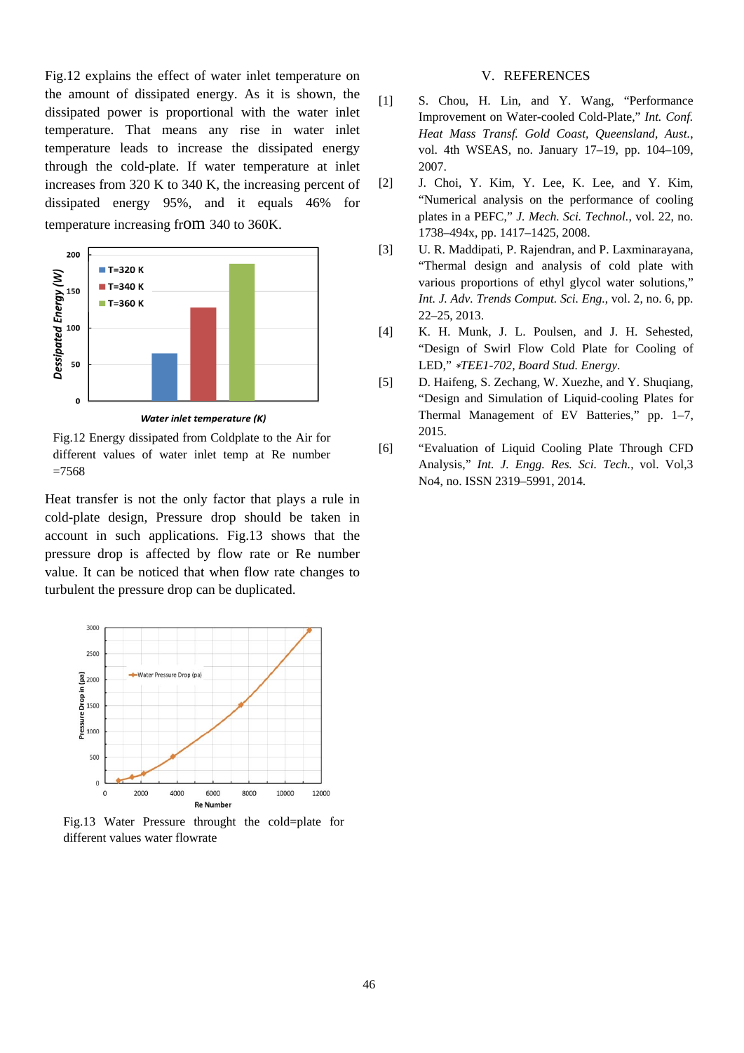Fig.12 explains the effect of water inlet temperature on the amount of dissipated energy. As it is shown, the dissipated power is proportional with the water inlet temperature. That means any rise in water inlet temperature leads to increase the dissipated energy through the cold-plate. If water temperature at inlet increases from 320 K to 340 K, the increasing percent of dissipated energy 95%, and it equals 46% for temperature increasing from 340 to 360K.

200
150
100
50
0
Dessipated Energy (W)
T=320 K
T=340 K
T=360 K
Water inlet temperature (K)

Fig.12 Energy dissipated from Coldplate to the Air for different values of water inlet temp at Re number =7568

Heat transfer is not the only factor that plays a rule in cold-plate design, Pressure drop should be taken in account in such applications. Fig.13 shows that the pressure drop is affected by flow rate or Re number value. It can be noticed that when flow rate changes to turbulent the pressure drop can be duplicated.

3000
2500
2000
1500
1000
500
0
Pressure Drop in (pa)
Water Pressure Drop (pa)
0 2000 4000 6000 8000 10000 12000
Re Number

Fig.13 Water Pressure throught the cold=plate for different values water flowrate

## V. REFERENCES

[1] S. Chou, H. Lin, and Y. Wang, "Performance Improvement on Water-cooled Cold-Plate," *Int. Conf. Heat Mass Transf. Gold Coast, Queensland, Aust.*, vol. 4th WSEAS, no. January 17–19, pp. 104–109, 2007.

[2] J. Choi, Y. Kim, Y. Lee, K. Lee, and Y. Kim, "Numerical analysis on the performance of cooling plates in a PEFC," *J. Mech. Sci. Technol.*, vol. 22, no. 1738–494x, pp. 1417–1425, 2008.

[3] U. R. Maddipati, P. Rajendran, and P. Laxminarayana, "Thermal design and analysis of cold plate with various proportions of ethyl glycol water solutions," *Int. J. Adv. Trends Comput. Sci. Eng.*, vol. 2, no. 6, pp. 22–25, 2013.

[4] K. H. Munk, J. L. Poulsen, and J. H. Sehested, "Design of Swirl Flow Cold Plate for Cooling of LED," *∗TEE1-702, Board Stud. Energy*.

[5] D. Haifeng, S. Zechang, W. Xuezhe, and Y. Shuqiang, "Design and Simulation of Liquid-cooling Plates for Thermal Management of EV Batteries," pp. 1–7, 2015.

[6] "Evaluation of Liquid Cooling Plate Through CFD Analysis," *Int. J. Engg. Res. Sci. Tech.*, vol. Vol,3 No4, no. ISSN 2319–5991, 2014.